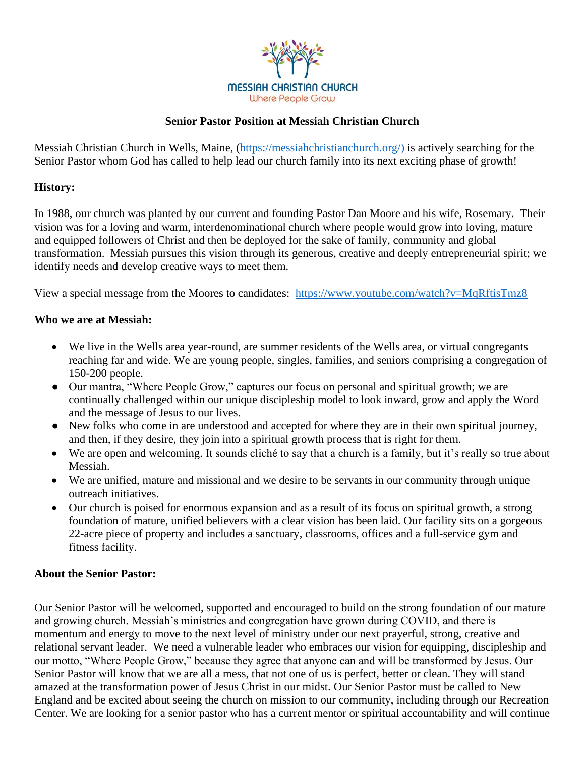MESSIAH CHRISTIAN CHURCH
Where People Grow

**Senior Pastor Position at Messiah Christian Church**

Messiah Christian Church in Wells, Maine, (https://messiahchristianchurch.org/) is actively searching for the Senior Pastor whom God has called to help lead our church family into its next exciting phase of growth!

**History:**

In 1988, our church was planted by our current and founding Pastor Dan Moore and his wife, Rosemary. Their vision was for a loving and warm, interdenominational church where people would grow into loving, mature and equipped followers of Christ and then be deployed for the sake of family, community and global transformation. Messiah pursues this vision through its generous, creative and deeply entrepreneurial spirit; we identify needs and develop creative ways to meet them.

View a special message from the Moores to candidates: https://www.youtube.com/watch?v=MqRftisTmz8

**Who we are at Messiah:**

- We live in the Wells area year-round, are summer residents of the Wells area, or virtual congregants reaching far and wide. We are young people, singles, families, and seniors comprising a congregation of 150-200 people.
- Our mantra, "Where People Grow," captures our focus on personal and spiritual growth; we are continually challenged within our unique discipleship model to look inward, grow and apply the Word and the message of Jesus to our lives.
- New folks who come in are understood and accepted for where they are in their own spiritual journey, and then, if they desire, they join into a spiritual growth process that is right for them.
- We are open and welcoming. It sounds cliché to say that a church is a family, but it's really so true about Messiah.
- We are unified, mature and missional and we desire to be servants in our community through unique outreach initiatives.
- Our church is poised for enormous expansion and as a result of its focus on spiritual growth, a strong foundation of mature, unified believers with a clear vision has been laid. Our facility sits on a gorgeous 22-acre piece of property and includes a sanctuary, classrooms, offices and a full-service gym and fitness facility.

**About the Senior Pastor:**

Our Senior Pastor will be welcomed, supported and encouraged to build on the strong foundation of our mature and growing church. Messiah's ministries and congregation have grown during COVID, and there is momentum and energy to move to the next level of ministry under our next prayerful, strong, creative and relational servant leader. We need a vulnerable leader who embraces our vision for equipping, discipleship and our motto, "Where People Grow," because they agree that anyone can and will be transformed by Jesus. Our Senior Pastor will know that we are all a mess, that not one of us is perfect, better or clean. They will stand amazed at the transformation power of Jesus Christ in our midst. Our Senior Pastor must be called to New England and be excited about seeing the church on mission to our community, including through our Recreation Center. We are looking for a senior pastor who has a current mentor or spiritual accountability and will continue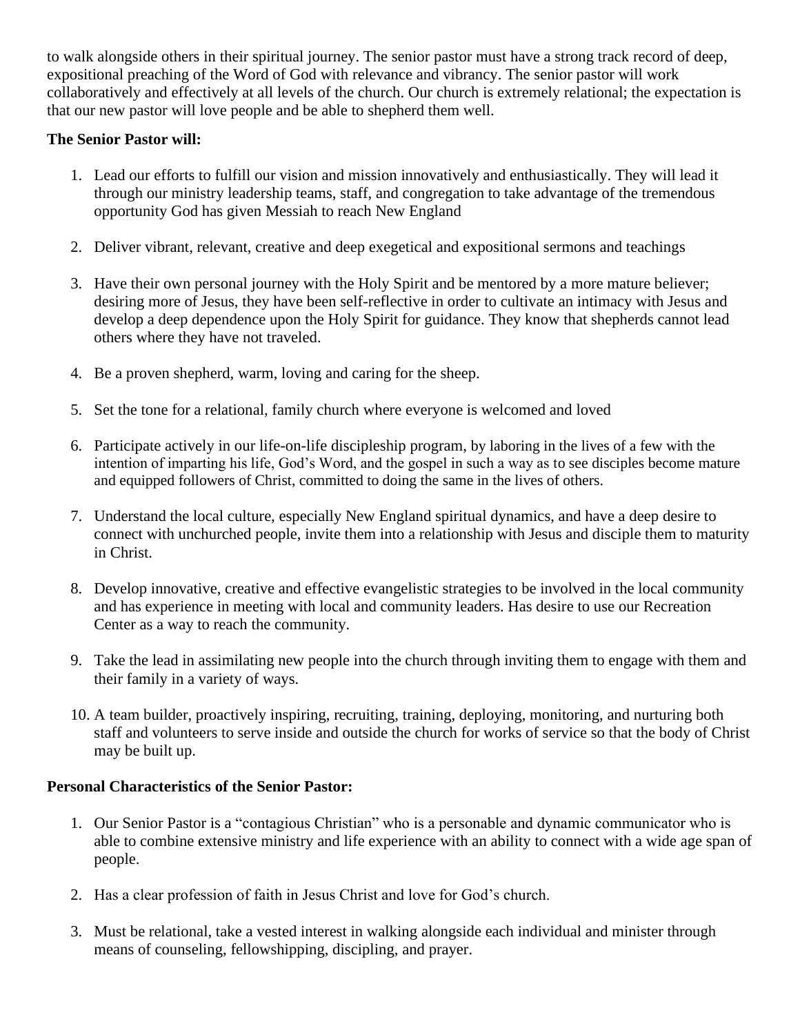to walk alongside others in their spiritual journey. The senior pastor must have a strong track record of deep, expositional preaching of the Word of God with relevance and vibrancy. The senior pastor will work collaboratively and effectively at all levels of the church. Our church is extremely relational; the expectation is that our new pastor will love people and be able to shepherd them well.

**The Senior Pastor will:**

1. Lead our efforts to fulfill our vision and mission innovatively and enthusiastically. They will lead it through our ministry leadership teams, staff, and congregation to take advantage of the tremendous opportunity God has given Messiah to reach New England

2. Deliver vibrant, relevant, creative and deep exegetical and expositional sermons and teachings

3. Have their own personal journey with the Holy Spirit and be mentored by a more mature believer; desiring more of Jesus, they have been self-reflective in order to cultivate an intimacy with Jesus and develop a deep dependence upon the Holy Spirit for guidance. They know that shepherds cannot lead others where they have not traveled.

4. Be a proven shepherd, warm, loving and caring for the sheep.

5. Set the tone for a relational, family church where everyone is welcomed and loved

6. Participate actively in our life-on-life discipleship program, by laboring in the lives of a few with the intention of imparting his life, God's Word, and the gospel in such a way as to see disciples become mature and equipped followers of Christ, committed to doing the same in the lives of others.

7. Understand the local culture, especially New England spiritual dynamics, and have a deep desire to connect with unchurched people, invite them into a relationship with Jesus and disciple them to maturity in Christ.

8. Develop innovative, creative and effective evangelistic strategies to be involved in the local community and has experience in meeting with local and community leaders. Has desire to use our Recreation Center as a way to reach the community.

9. Take the lead in assimilating new people into the church through inviting them to engage with them and their family in a variety of ways.

10. A team builder, proactively inspiring, recruiting, training, deploying, monitoring, and nurturing both staff and volunteers to serve inside and outside the church for works of service so that the body of Christ may be built up.

**Personal Characteristics of the Senior Pastor:**

1. Our Senior Pastor is a "contagious Christian" who is a personable and dynamic communicator who is able to combine extensive ministry and life experience with an ability to connect with a wide age span of people.

2. Has a clear profession of faith in Jesus Christ and love for God's church.

3. Must be relational, take a vested interest in walking alongside each individual and minister through means of counseling, fellowshipping, discipling, and prayer.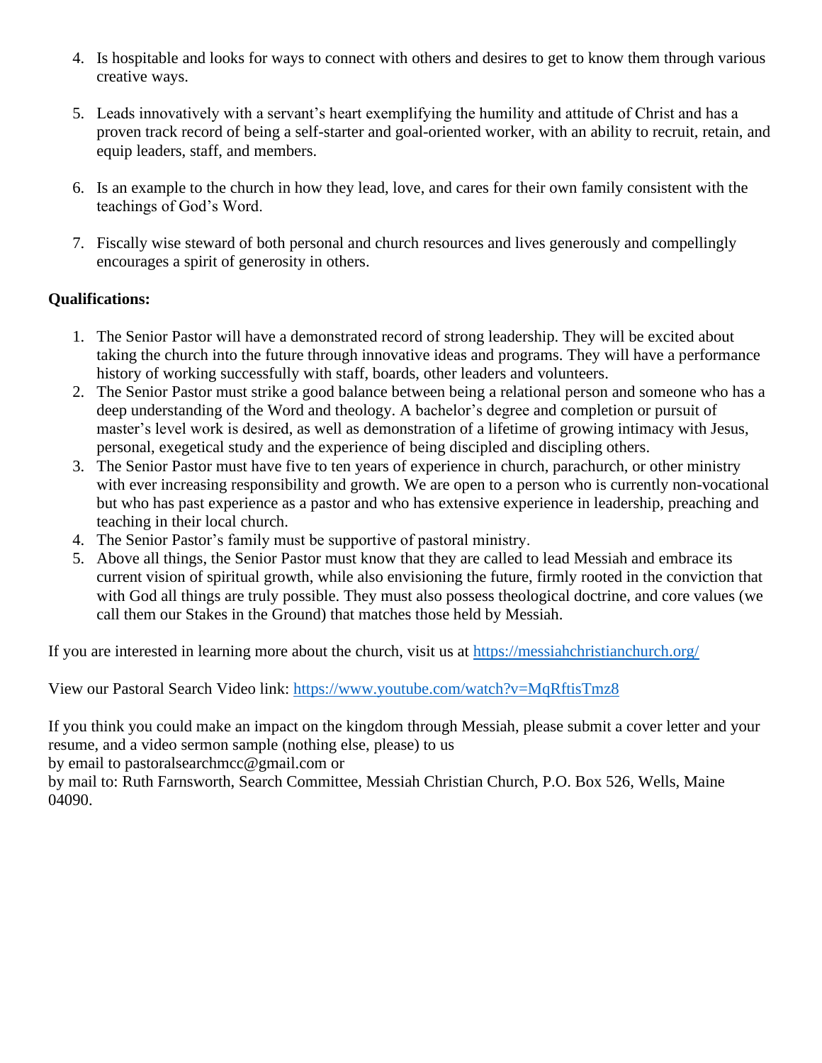4. Is hospitable and looks for ways to connect with others and desires to get to know them through various creative ways.

5. Leads innovatively with a servant's heart exemplifying the humility and attitude of Christ and has a proven track record of being a self-starter and goal-oriented worker, with an ability to recruit, retain, and equip leaders, staff, and members.

6. Is an example to the church in how they lead, love, and cares for their own family consistent with the teachings of God's Word.

7. Fiscally wise steward of both personal and church resources and lives generously and compellingly encourages a spirit of generosity in others.

**Qualifications:**

1. The Senior Pastor will have a demonstrated record of strong leadership. They will be excited about taking the church into the future through innovative ideas and programs. They will have a performance history of working successfully with staff, boards, other leaders and volunteers.
2. The Senior Pastor must strike a good balance between being a relational person and someone who has a deep understanding of the Word and theology. A bachelor's degree and completion or pursuit of master's level work is desired, as well as demonstration of a lifetime of growing intimacy with Jesus, personal, exegetical study and the experience of being discipled and discipling others.
3. The Senior Pastor must have five to ten years of experience in church, parachurch, or other ministry with ever increasing responsibility and growth. We are open to a person who is currently non-vocational but who has past experience as a pastor and who has extensive experience in leadership, preaching and teaching in their local church.
4. The Senior Pastor's family must be supportive of pastoral ministry.
5. Above all things, the Senior Pastor must know that they are called to lead Messiah and embrace its current vision of spiritual growth, while also envisioning the future, firmly rooted in the conviction that with God all things are truly possible. They must also possess theological doctrine, and core values (we call them our Stakes in the Ground) that matches those held by Messiah.

If you are interested in learning more about the church, visit us at https://messiahchristianchurch.org/

View our Pastoral Search Video link: https://www.youtube.com/watch?v=MqRftisTmz8

If you think you could make an impact on the kingdom through Messiah, please submit a cover letter and your resume, and a video sermon sample (nothing else, please) to us
by email to pastoralsearchmcc@gmail.com or
by mail to: Ruth Farnsworth, Search Committee, Messiah Christian Church, P.O. Box 526, Wells, Maine 04090.